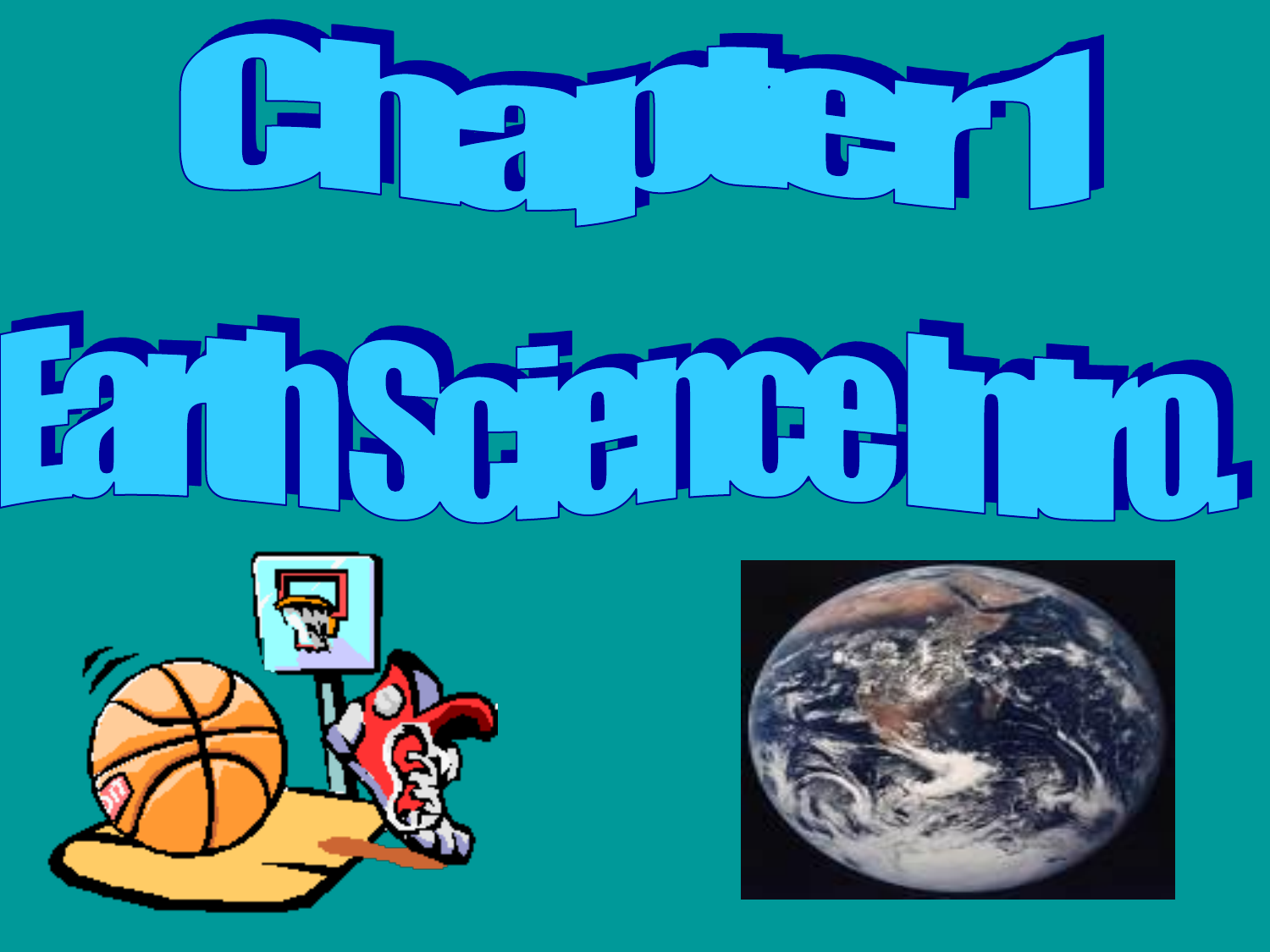# Chapter 1

# Earth Science Intro.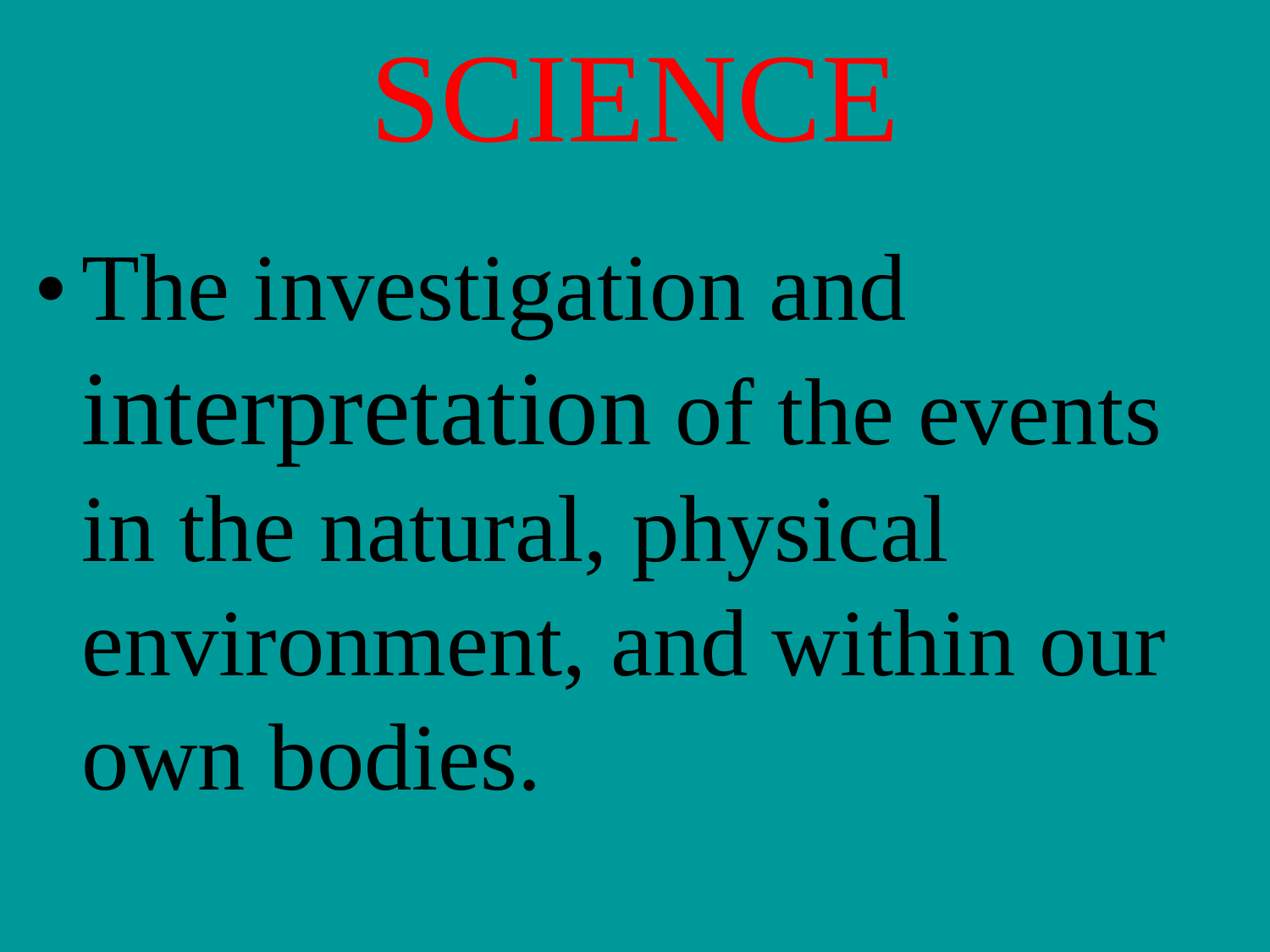# SCIENCE

- The investigation and interpretation of the events in the natural, physical environment, and within our own bodies.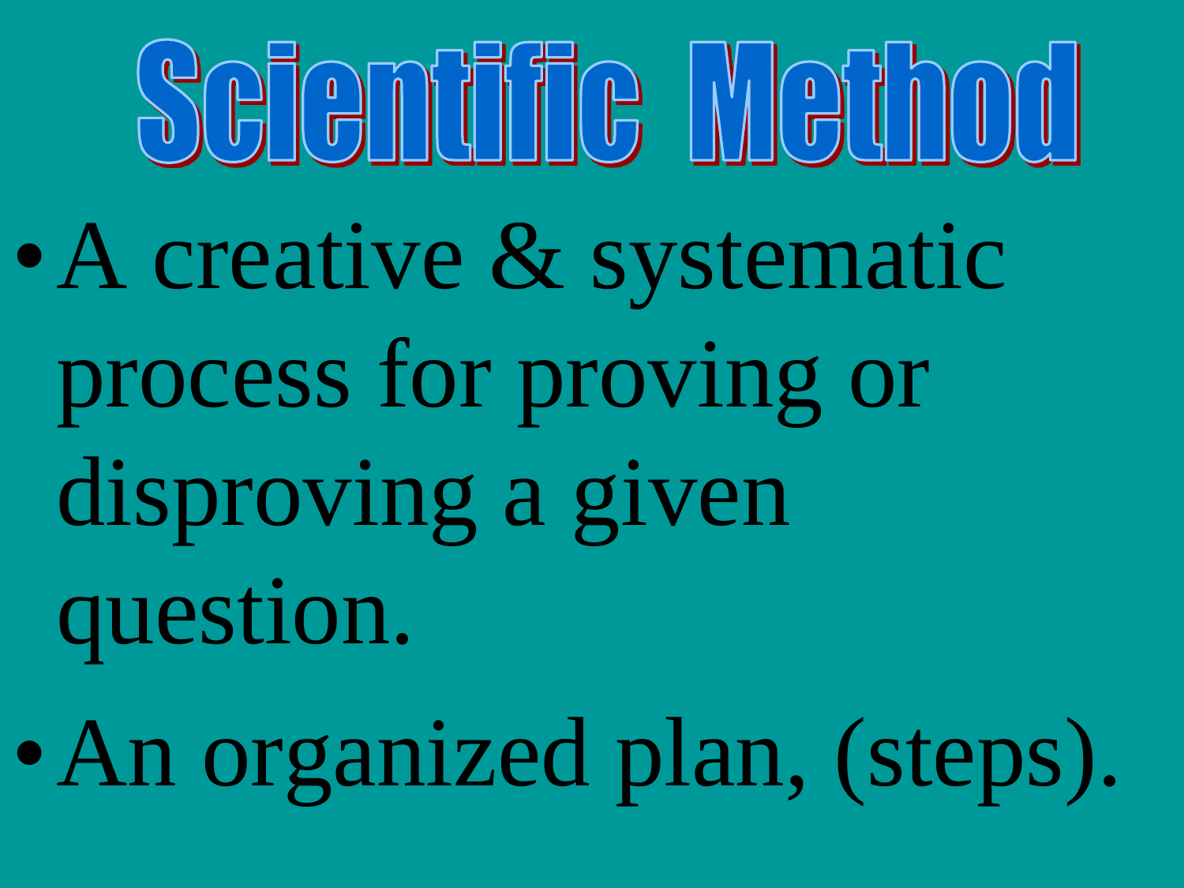# Scientific Method

- A creative & systematic process for proving or disproving a given question.
- An organized plan, (steps).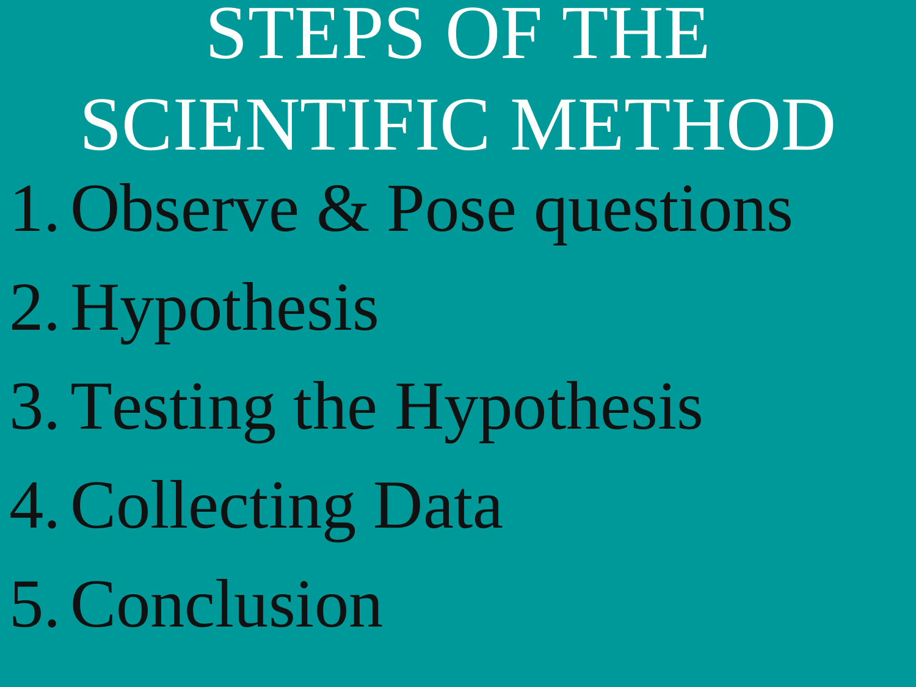# STEPS OF THE SCIENTIFIC METHOD

1. Observe & Pose questions
2. Hypothesis
3. Testing the Hypothesis
4. Collecting Data
5. Conclusion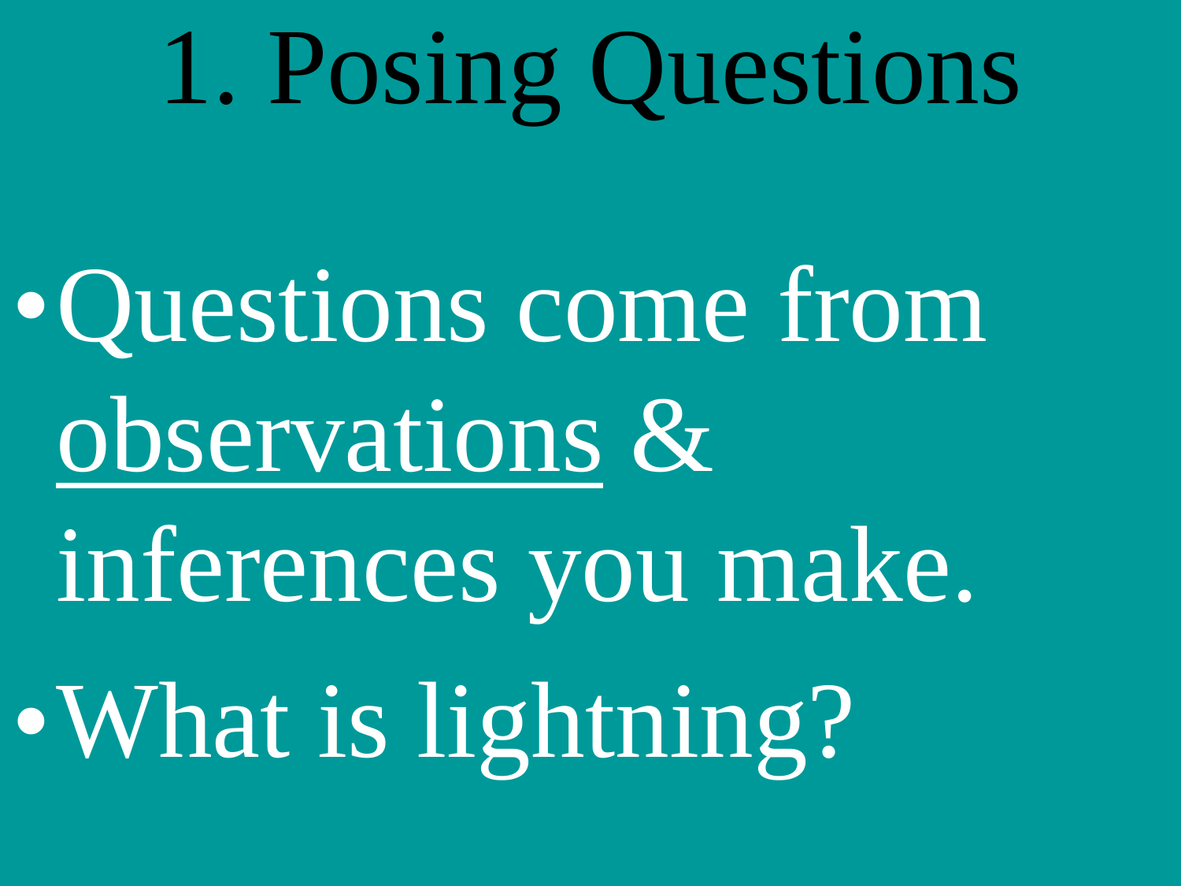# 1. Posing Questions

- Questions come from <u>observations</u> & inferences you make.
- What is lightning?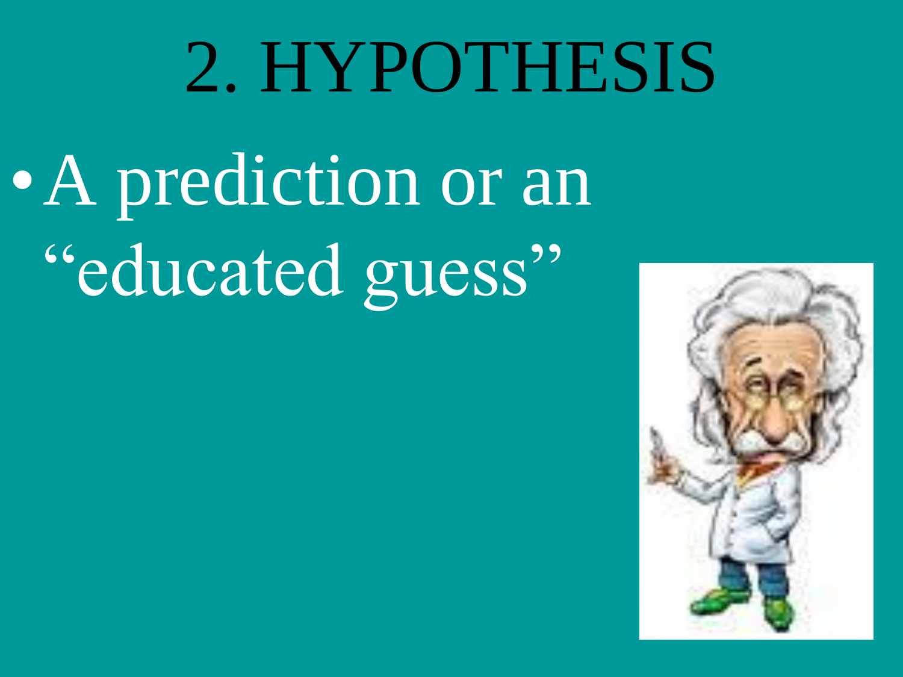# 2. HYPOTHESIS

- A prediction or an "educated guess"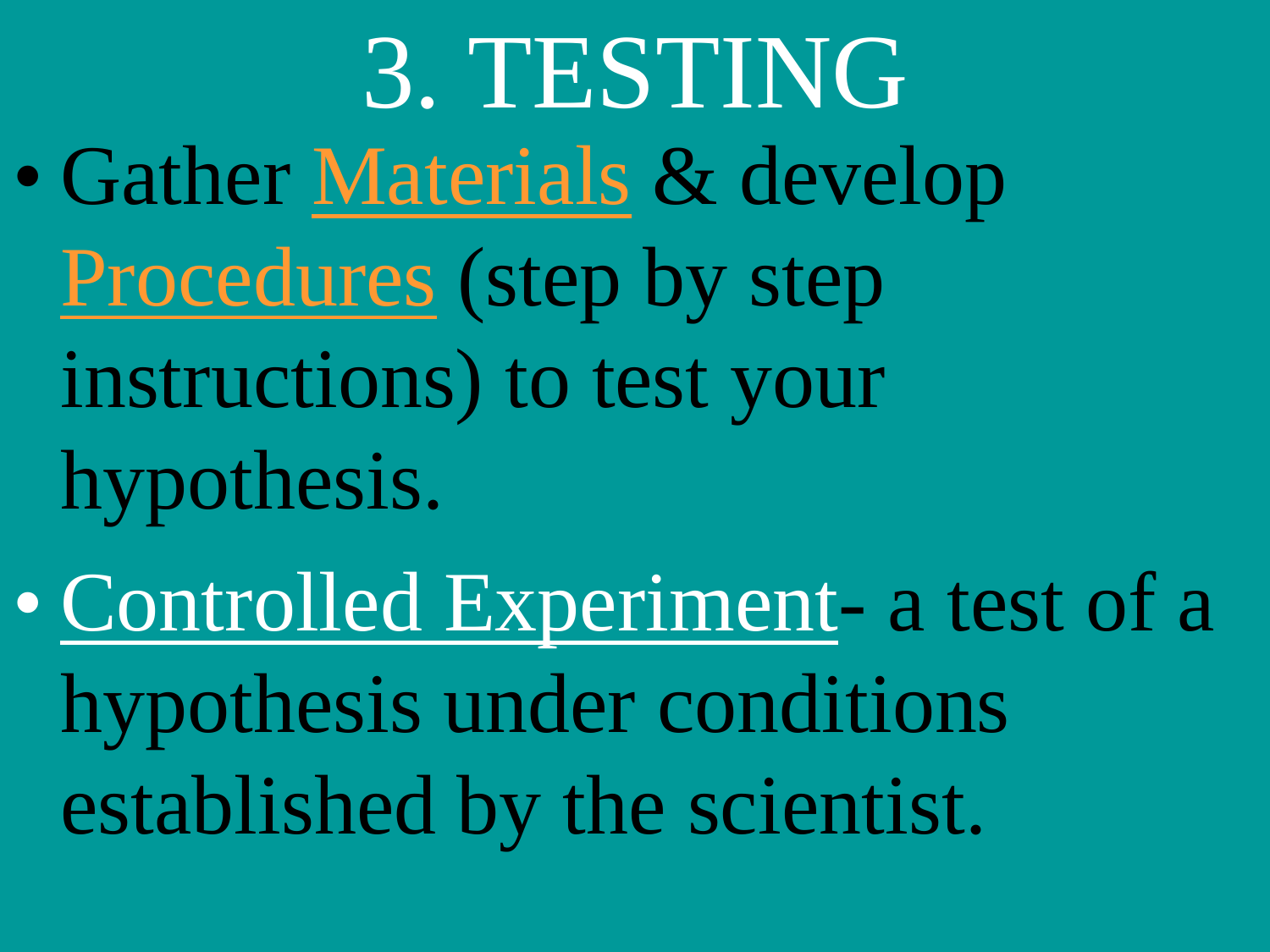# 3. TESTING

- Gather Materials & develop Procedures (step by step instructions) to test your hypothesis.
- Controlled Experiment- a test of a hypothesis under conditions established by the scientist.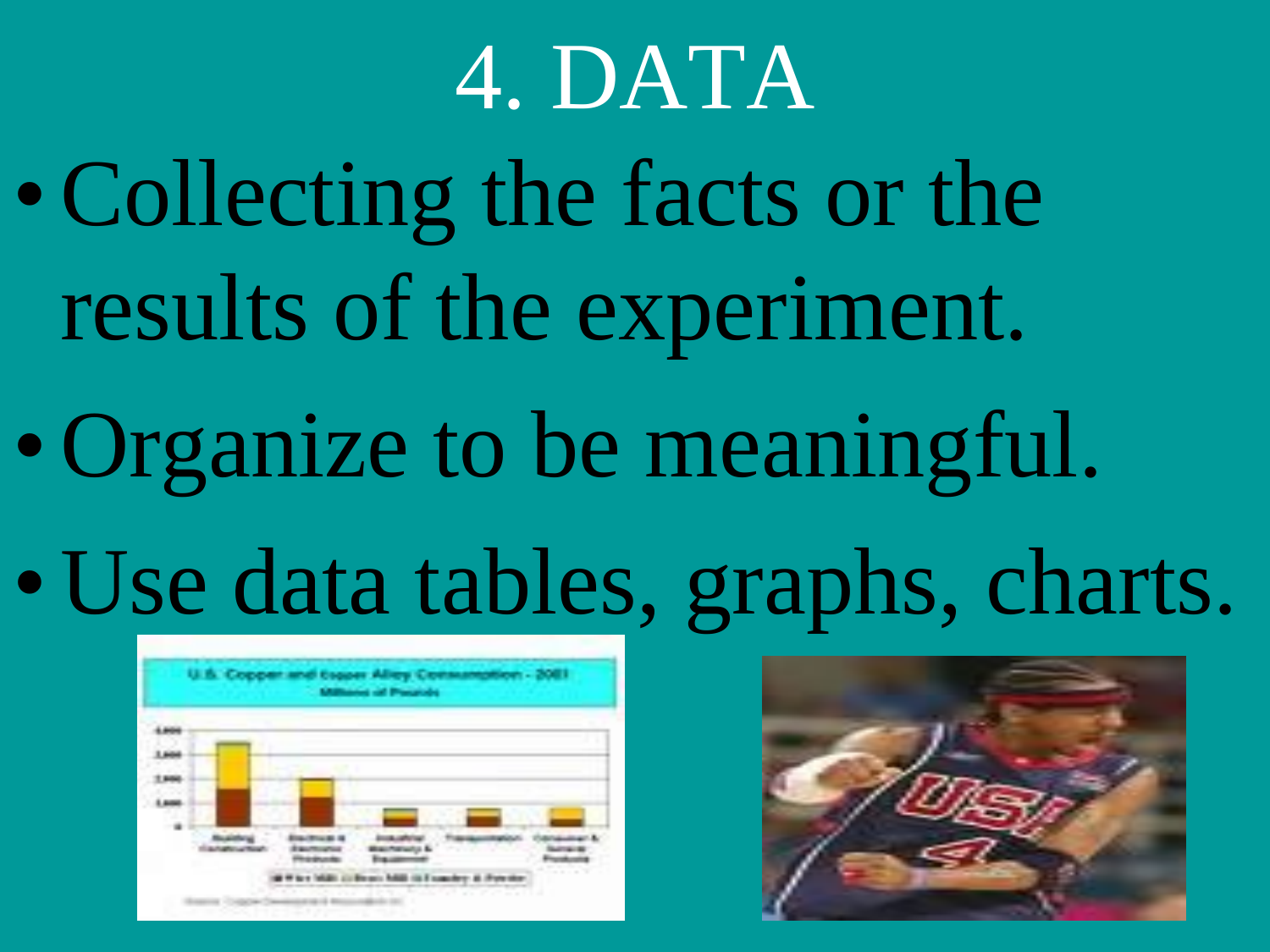# 4. DATA

- Collecting the facts or the results of the experiment.
- Organize to be meaningful.
- Use data tables, graphs, charts.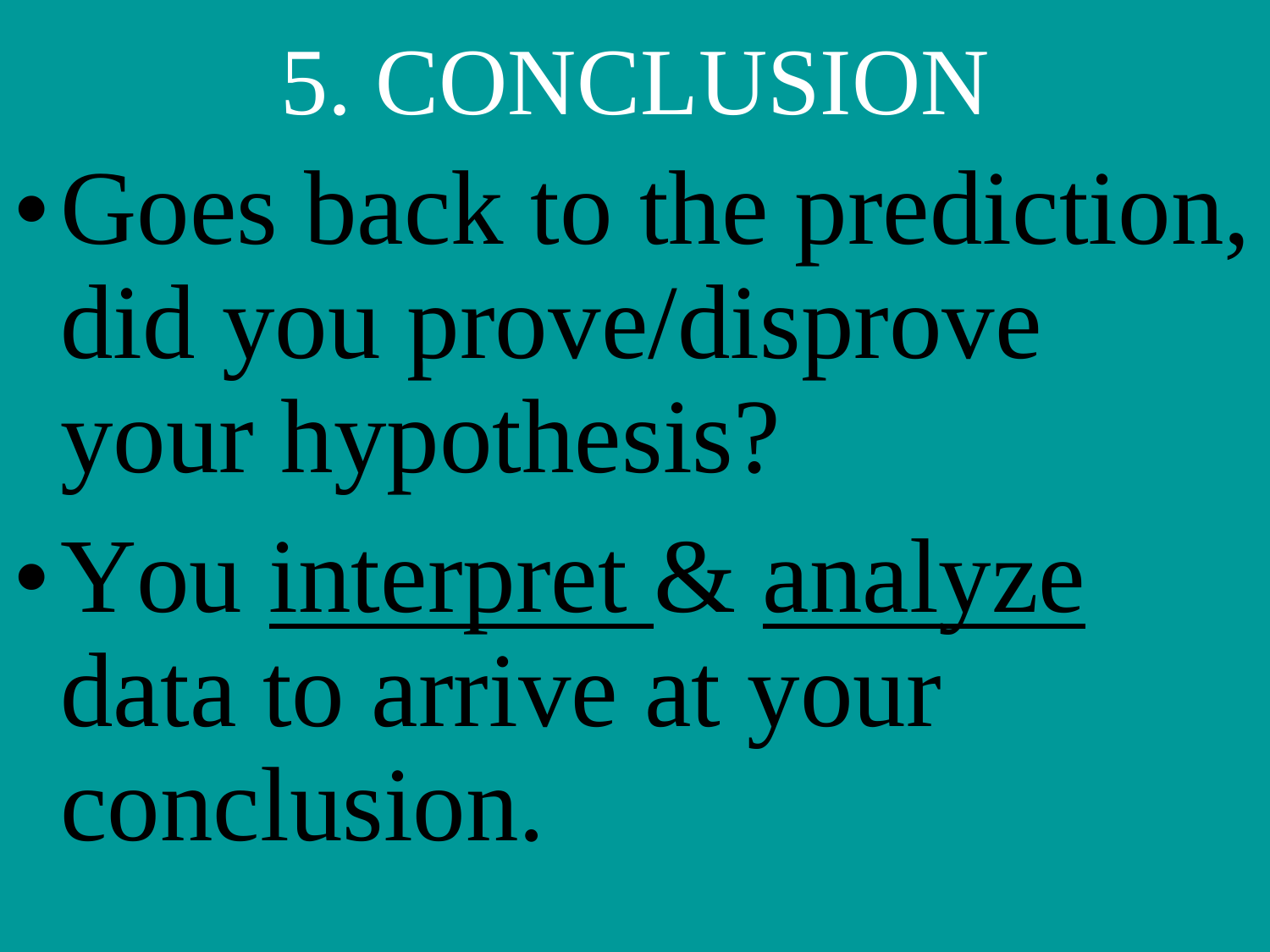# 5. CONCLUSION

- Goes back to the prediction, did you prove/disprove your hypothesis?
- You <u>interpret</u> & <u>analyze</u> data to arrive at your conclusion.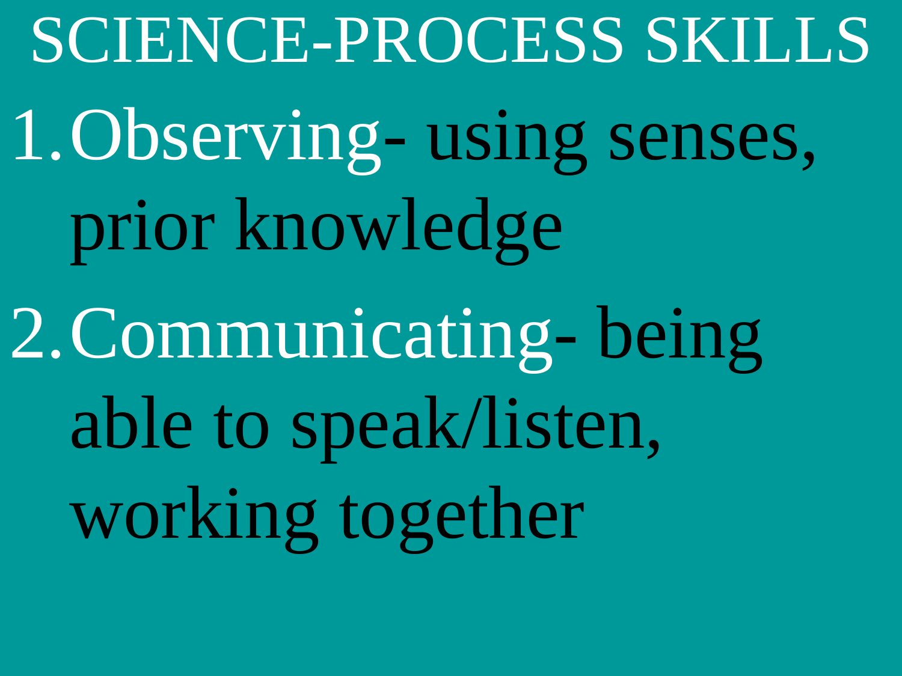# SCIENCE-PROCESS SKILLS

1. Observing- using senses, prior knowledge
2. Communicating- being able to speak/listen, working together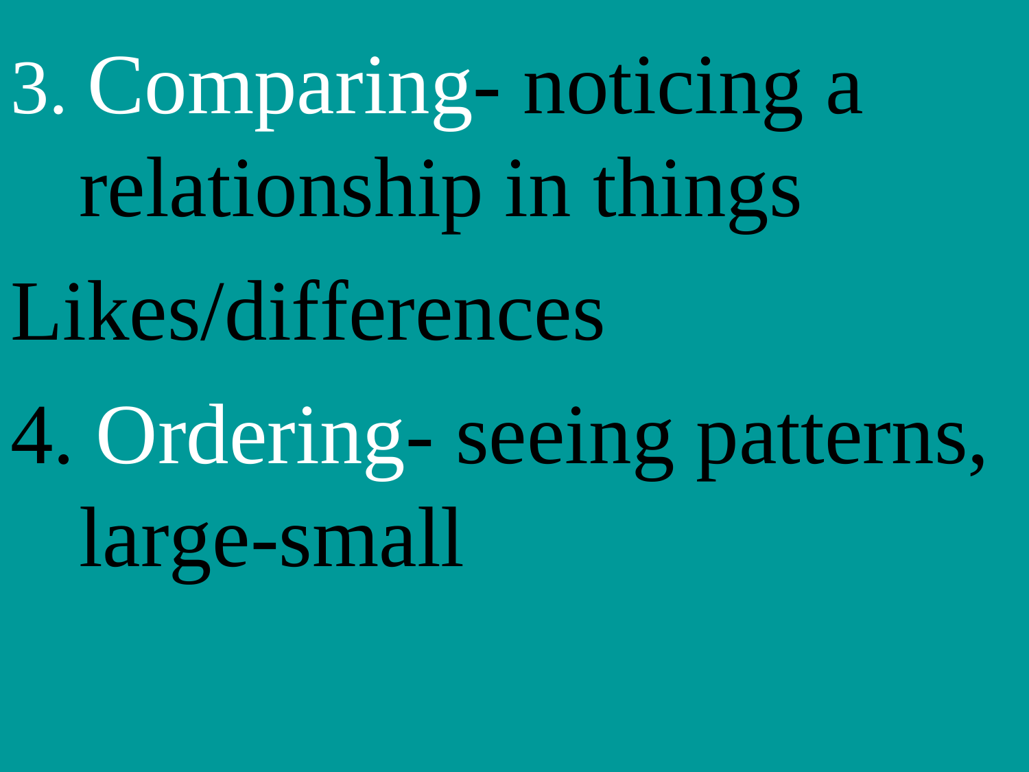3. Comparing- noticing a relationship in things

Likes/differences

4. Ordering- seeing patterns, large-small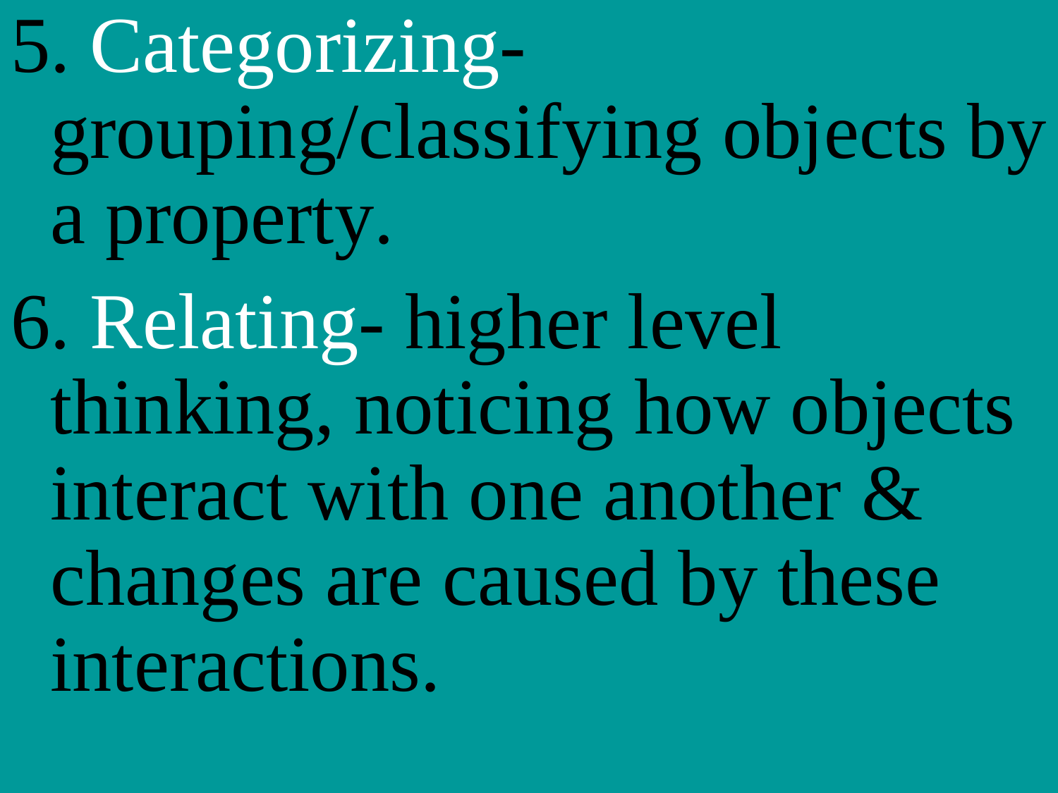5. Categorizing- grouping/classifying objects by a property.
6. Relating- higher level thinking, noticing how objects interact with one another & changes are caused by these interactions.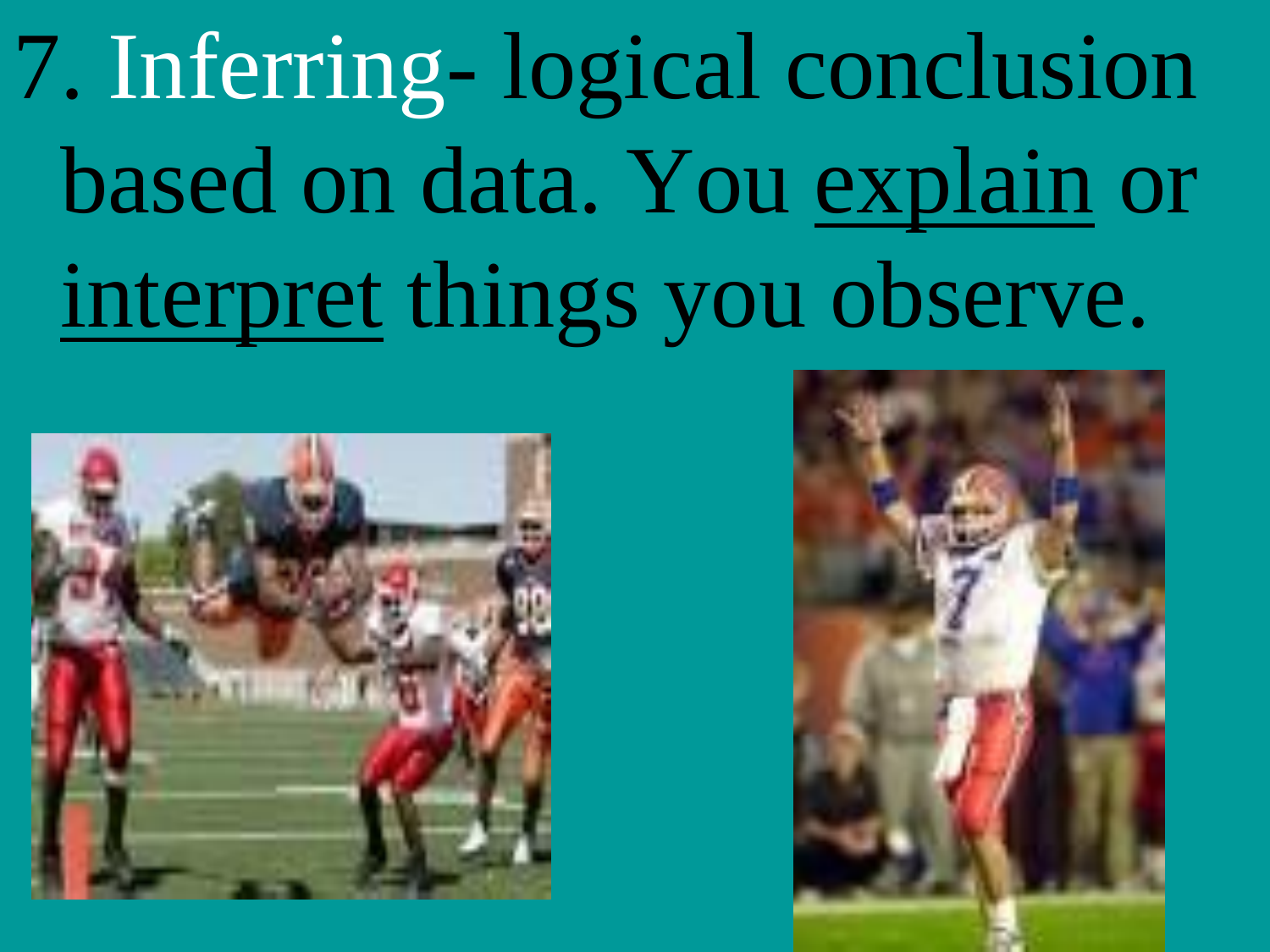7. Inferring- logical conclusion based on data. You <u>explain</u> or <u>interpret</u> things you observe.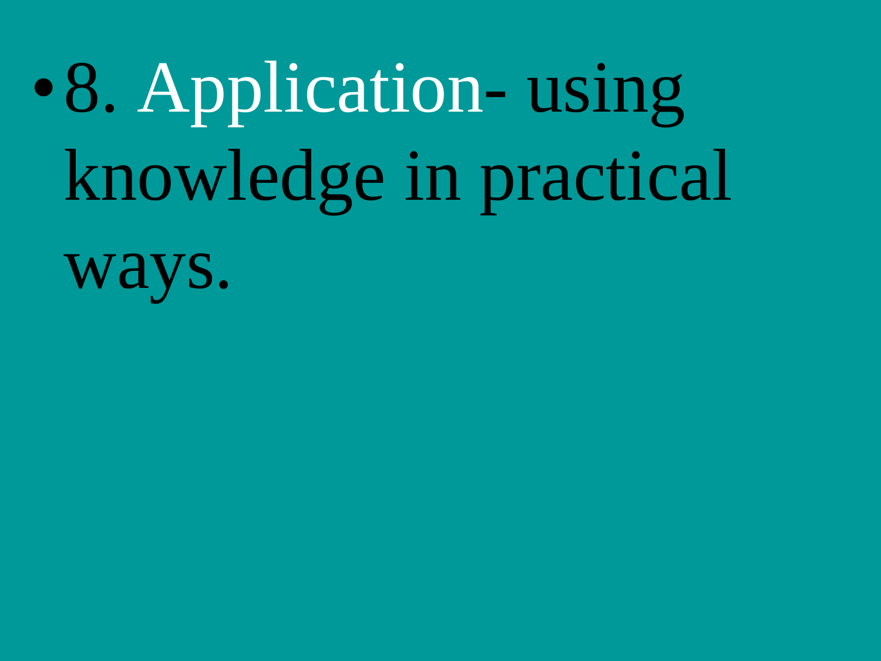- 8. Application- using knowledge in practical ways.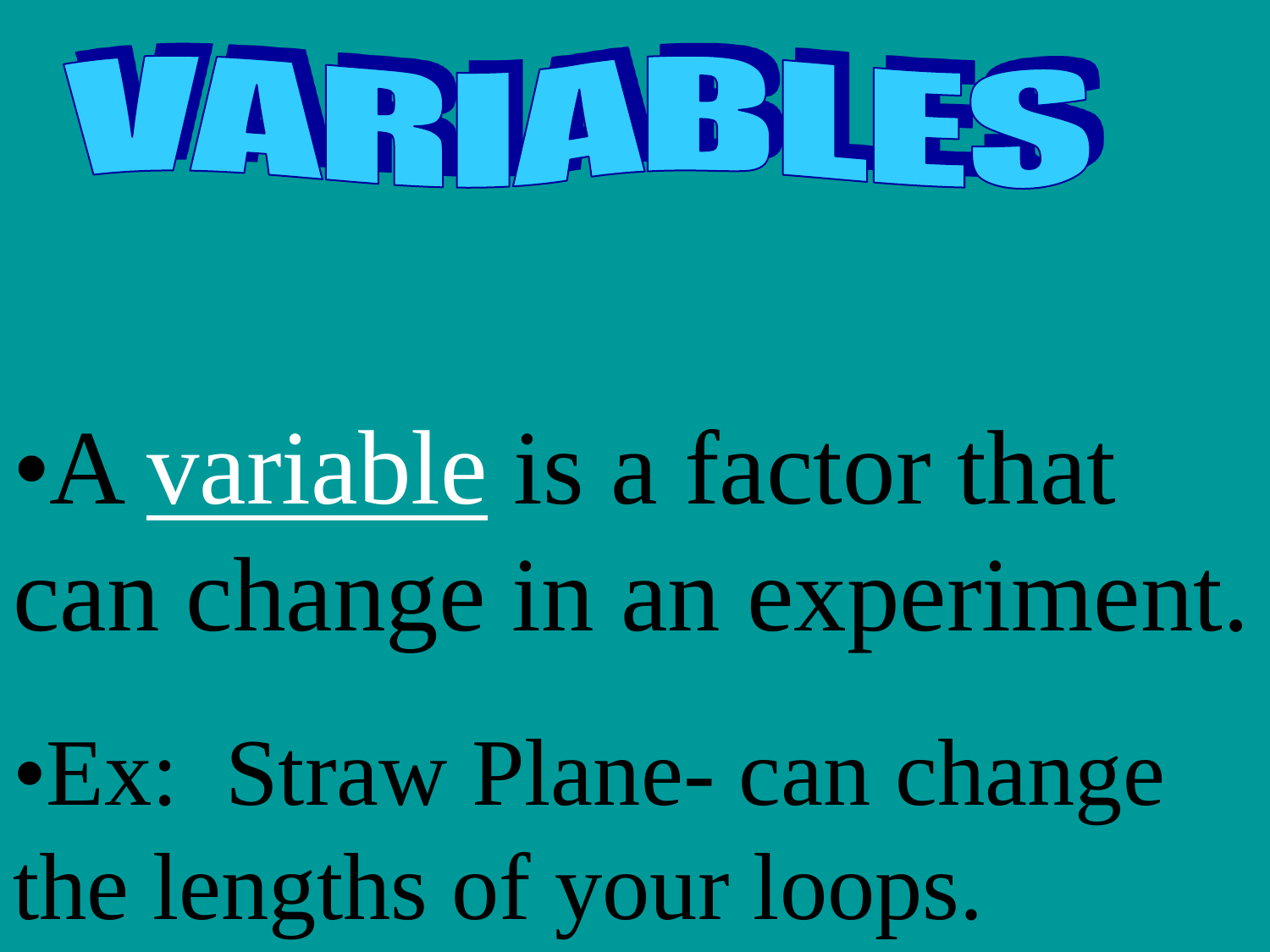# VARIABLES

- A variable is a factor that can change in an experiment.
- Ex:  Straw Plane- can change the lengths of your loops.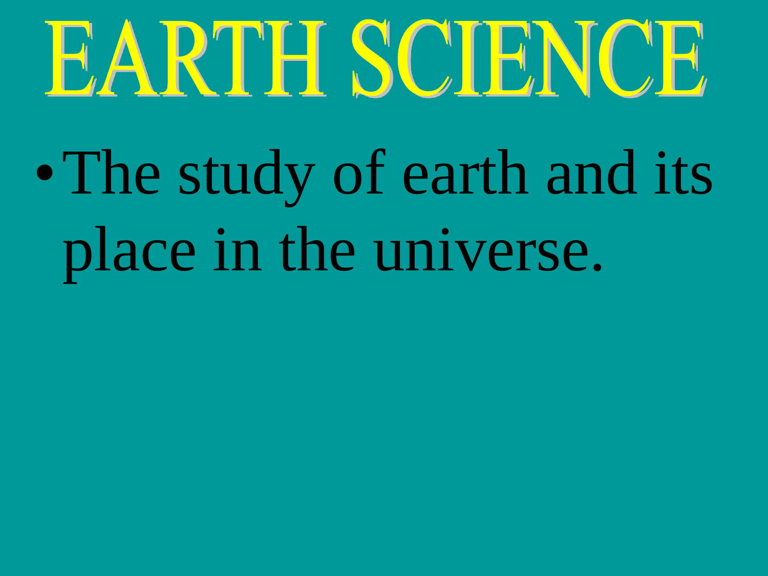# EARTH SCIENCE

- The study of earth and its place in the universe.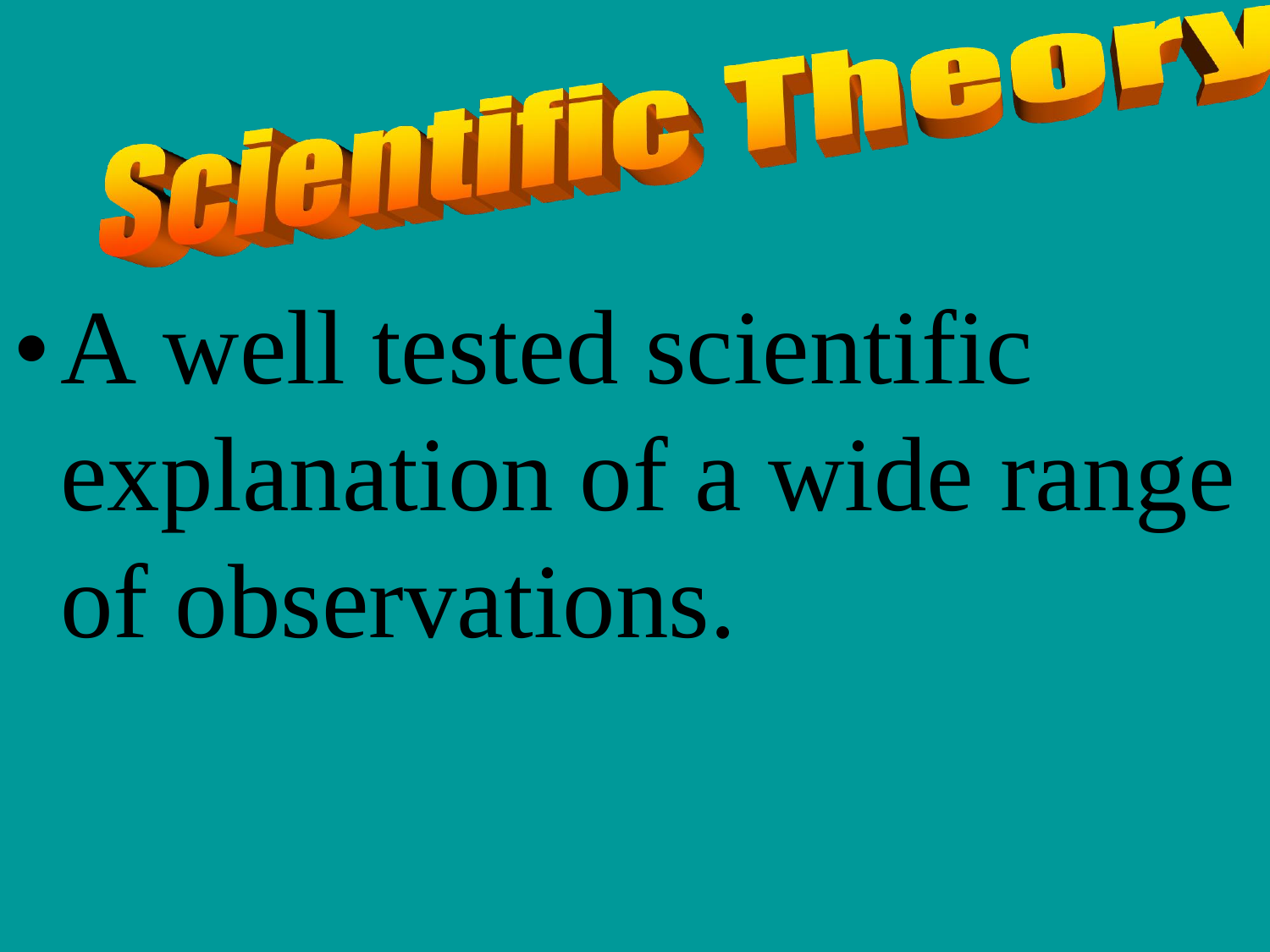# Scientific Theory

- A well tested scientific explanation of a wide range of observations.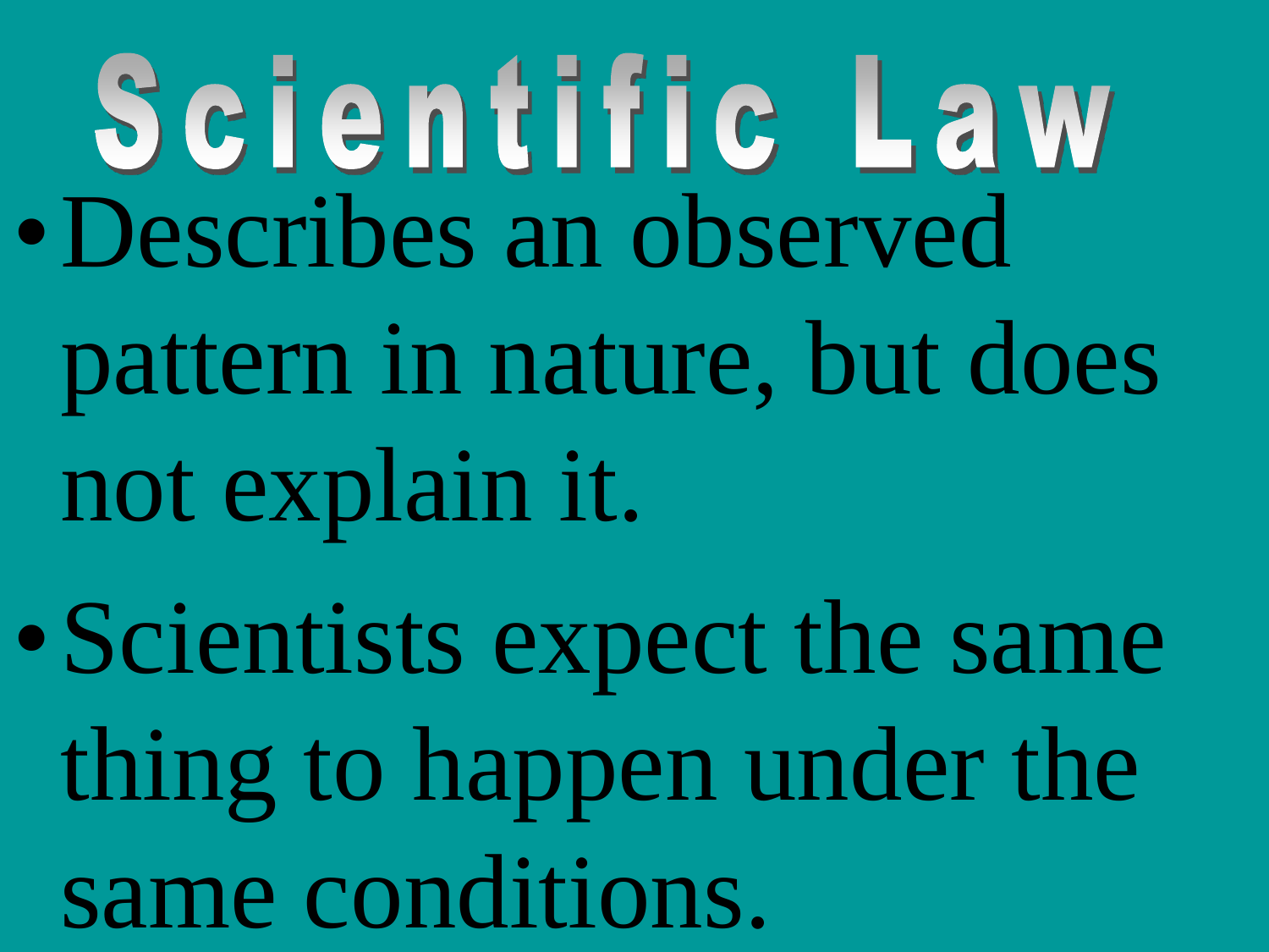# Scientific Law

- Describes an observed pattern in nature, but does not explain it.
- Scientists expect the same thing to happen under the same conditions.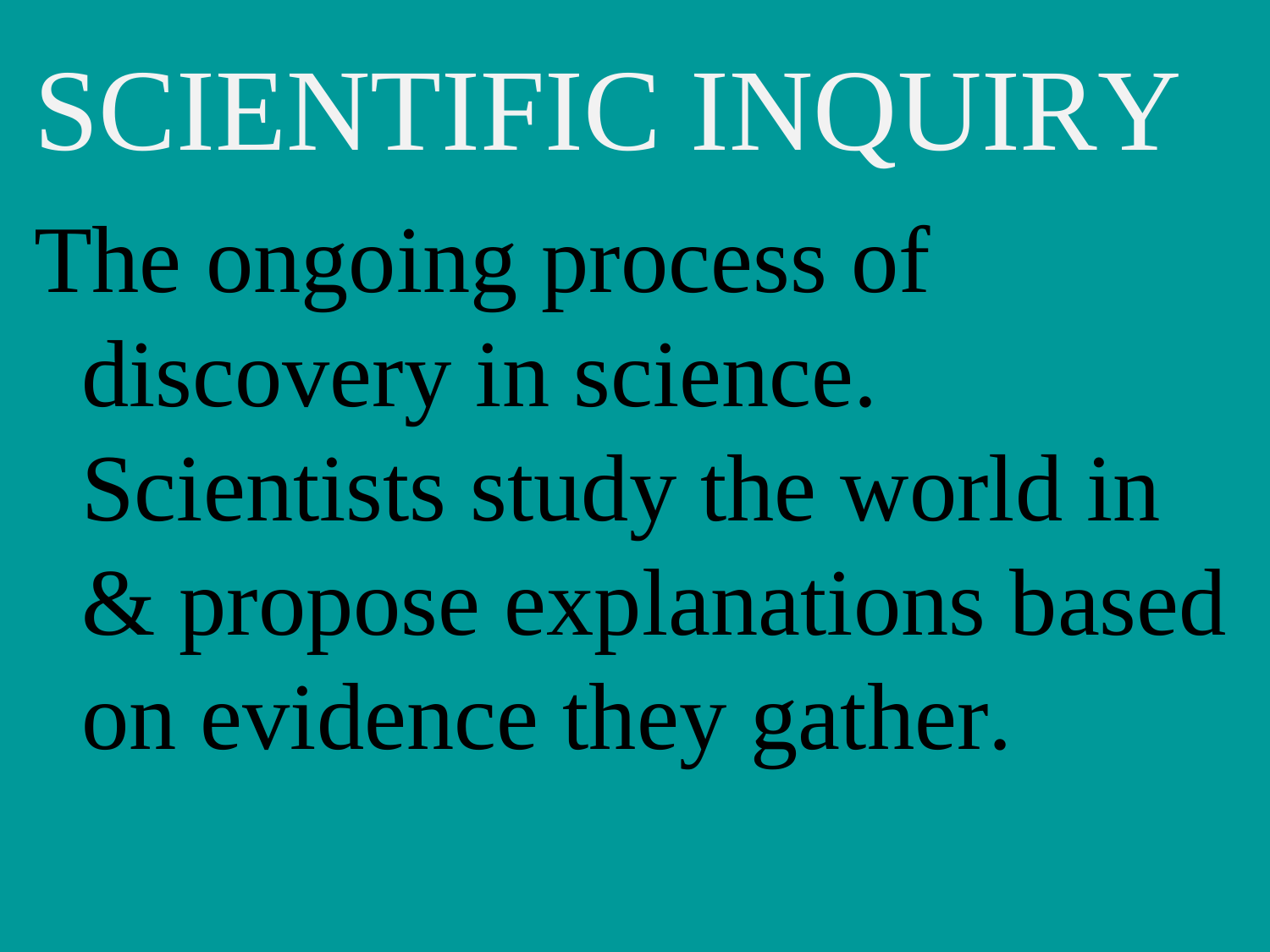# SCIENTIFIC INQUIRY

The ongoing process of discovery in science. Scientists study the world in & propose explanations based on evidence they gather.